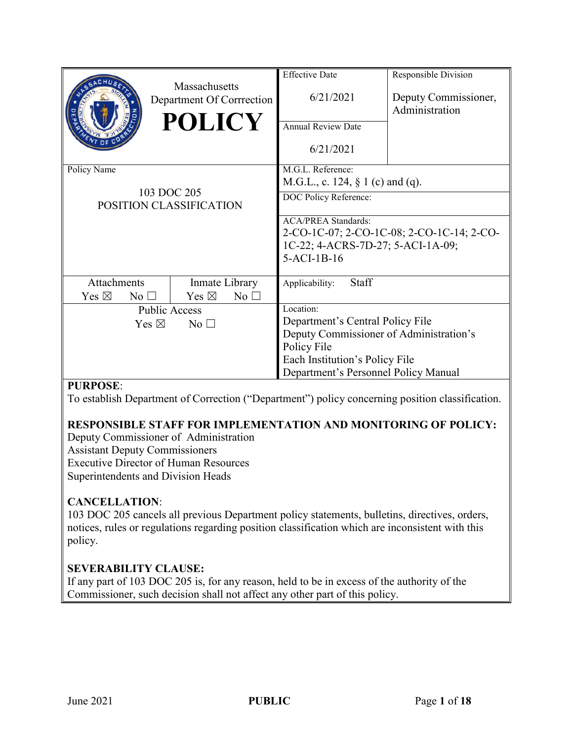| | | | |
|---|---|---|---|
| Massachusetts Department Of Corrrection **POLICY** | | Effective Date 6/21/2021 | Responsible Division Deputy Commissioner, Administration |
| | | Annual Review Date 6/21/2021 | |
| Policy Name 103 DOC 205 POSITION CLASSIFICATION | | M.G.L. Reference: M.G.L., c. 124, § 1 (c) and (q). | |
| | | DOC Policy Reference: | |
| | | ACA/PREA Standards: 2-CO-1C-07; 2-CO-1C-08; 2-CO-1C-14; 2-CO-1C-22; 4-ACRS-7D-27; 5-ACI-1A-09; 5-ACI-1B-16 | |
| Attachments Yes ☒ No ☐ | Inmate Library Yes ☒ No ☐ | Applicability: Staff | |
| Public Access Yes ☒ No ☐ | | Location: Department's Central Policy File Deputy Commissioner of Administration's Policy File Each Institution's Policy File Department's Personnel Policy Manual | |

**PURPOSE**:
To establish Department of Correction ("Department") policy concerning position classification.

**RESPONSIBLE STAFF FOR IMPLEMENTATION AND MONITORING OF POLICY:**
Deputy Commissioner of Administration
Assistant Deputy Commissioners
Executive Director of Human Resources
Superintendents and Division Heads

**CANCELLATION**:
103 DOC 205 cancels all previous Department policy statements, bulletins, directives, orders, notices, rules or regulations regarding position classification which are inconsistent with this policy.

**SEVERABILITY CLAUSE:**
If any part of 103 DOC 205 is, for any reason, held to be in excess of the authority of the Commissioner, such decision shall not affect any other part of this policy.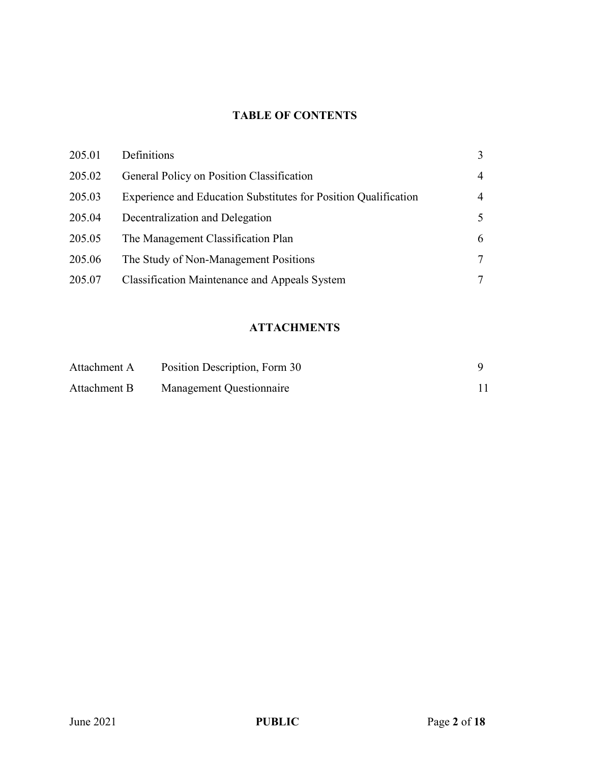## TABLE OF CONTENTS

| | | |
|---|---|---|
| 205.01 | Definitions | 3 |
| 205.02 | General Policy on Position Classification | 4 |
| 205.03 | Experience and Education Substitutes for Position Qualification | 4 |
| 205.04 | Decentralization and Delegation | 5 |
| 205.05 | The Management Classification Plan | 6 |
| 205.06 | The Study of Non-Management Positions | 7 |
| 205.07 | Classification Maintenance and Appeals System | 7 |

## ATTACHMENTS

| | | |
|---|---|---|
| Attachment A | Position Description, Form 30 | 9 |
| Attachment B | Management Questionnaire | 11 |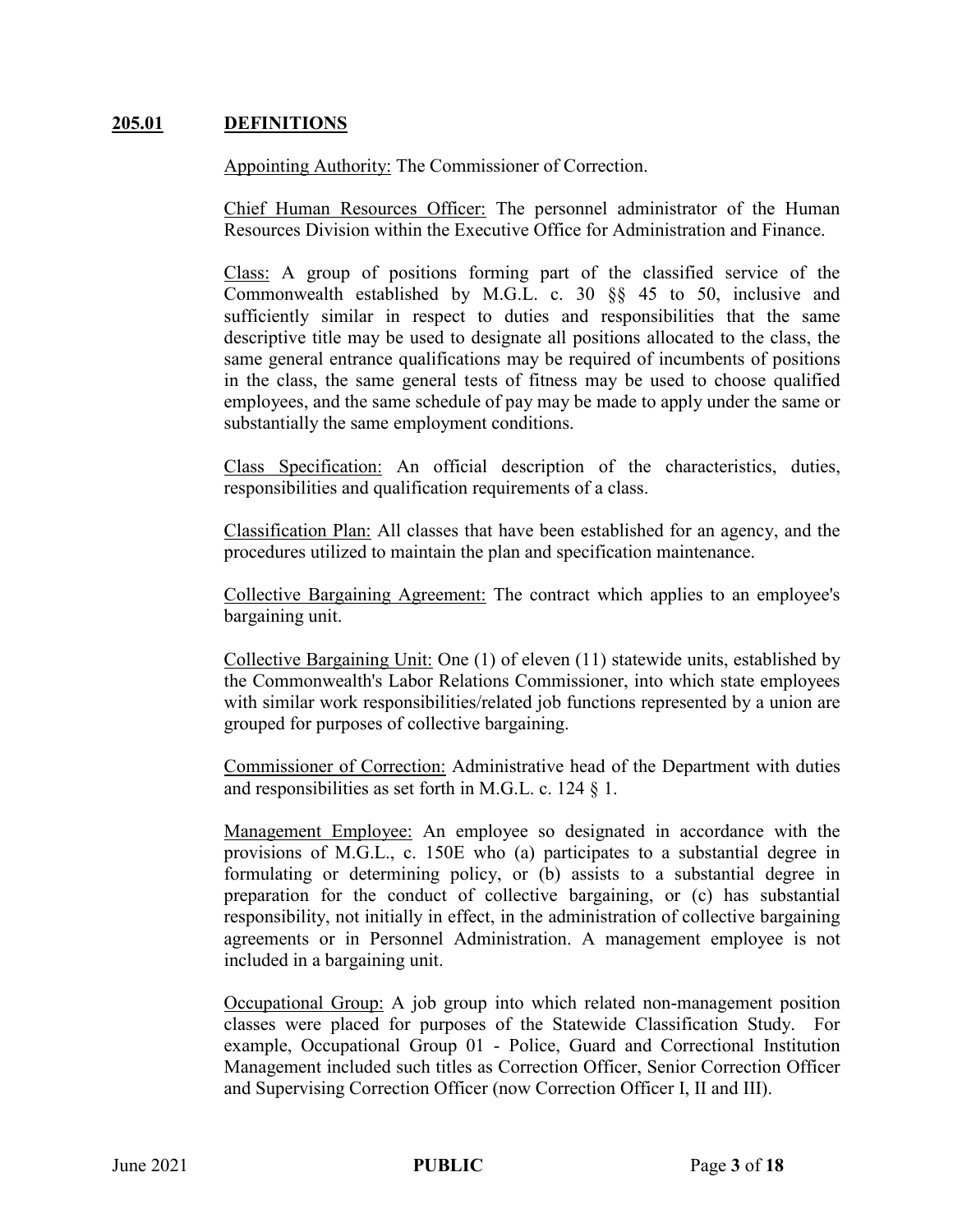## 205.01 DEFINITIONS

Appointing Authority: The Commissioner of Correction.

Chief Human Resources Officer: The personnel administrator of the Human Resources Division within the Executive Office for Administration and Finance.

Class: A group of positions forming part of the classified service of the Commonwealth established by M.G.L. c. 30 §§ 45 to 50, inclusive and sufficiently similar in respect to duties and responsibilities that the same descriptive title may be used to designate all positions allocated to the class, the same general entrance qualifications may be required of incumbents of positions in the class, the same general tests of fitness may be used to choose qualified employees, and the same schedule of pay may be made to apply under the same or substantially the same employment conditions.

Class Specification: An official description of the characteristics, duties, responsibilities and qualification requirements of a class.

Classification Plan: All classes that have been established for an agency, and the procedures utilized to maintain the plan and specification maintenance.

Collective Bargaining Agreement: The contract which applies to an employee's bargaining unit.

Collective Bargaining Unit: One (1) of eleven (11) statewide units, established by the Commonwealth's Labor Relations Commissioner, into which state employees with similar work responsibilities/related job functions represented by a union are grouped for purposes of collective bargaining.

Commissioner of Correction: Administrative head of the Department with duties and responsibilities as set forth in M.G.L. c. 124 § 1.

Management Employee: An employee so designated in accordance with the provisions of M.G.L., c. 150E who (a) participates to a substantial degree in formulating or determining policy, or (b) assists to a substantial degree in preparation for the conduct of collective bargaining, or (c) has substantial responsibility, not initially in effect, in the administration of collective bargaining agreements or in Personnel Administration. A management employee is not included in a bargaining unit.

Occupational Group: A job group into which related non-management position classes were placed for purposes of the Statewide Classification Study. For example, Occupational Group 01 - Police, Guard and Correctional Institution Management included such titles as Correction Officer, Senior Correction Officer and Supervising Correction Officer (now Correction Officer I, II and III).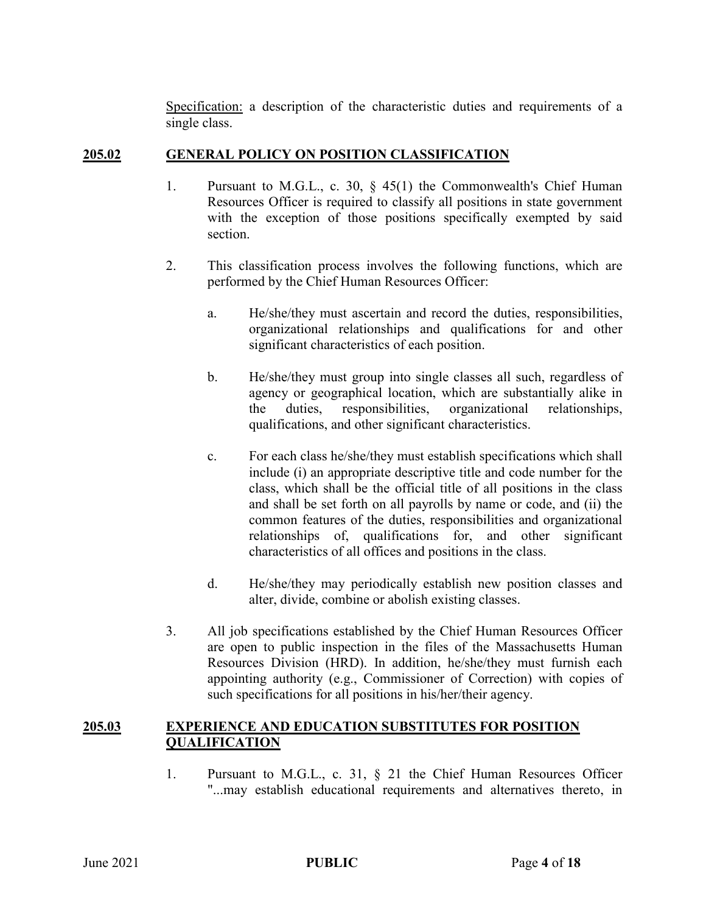<u>Specification:</u> a description of the characteristic duties and requirements of a single class.

## 205.02 GENERAL POLICY ON POSITION CLASSIFICATION

1. Pursuant to M.G.L., c. 30, § 45(1) the Commonwealth's Chief Human Resources Officer is required to classify all positions in state government with the exception of those positions specifically exempted by said section.

2. This classification process involves the following functions, which are performed by the Chief Human Resources Officer:

   a. He/she/they must ascertain and record the duties, responsibilities, organizational relationships and qualifications for and other significant characteristics of each position.

   b. He/she/they must group into single classes all such, regardless of agency or geographical location, which are substantially alike in the duties, responsibilities, organizational relationships, qualifications, and other significant characteristics.

   c. For each class he/she/they must establish specifications which shall include (i) an appropriate descriptive title and code number for the class, which shall be the official title of all positions in the class and shall be set forth on all payrolls by name or code, and (ii) the common features of the duties, responsibilities and organizational relationships of, qualifications for, and other significant characteristics of all offices and positions in the class.

   d. He/she/they may periodically establish new position classes and alter, divide, combine or abolish existing classes.

3. All job specifications established by the Chief Human Resources Officer are open to public inspection in the files of the Massachusetts Human Resources Division (HRD). In addition, he/she/they must furnish each appointing authority (e.g., Commissioner of Correction) with copies of such specifications for all positions in his/her/their agency.

## 205.03 EXPERIENCE AND EDUCATION SUBSTITUTES FOR POSITION QUALIFICATION

1. Pursuant to M.G.L., c. 31, § 21 the Chief Human Resources Officer "...may establish educational requirements and alternatives thereto, in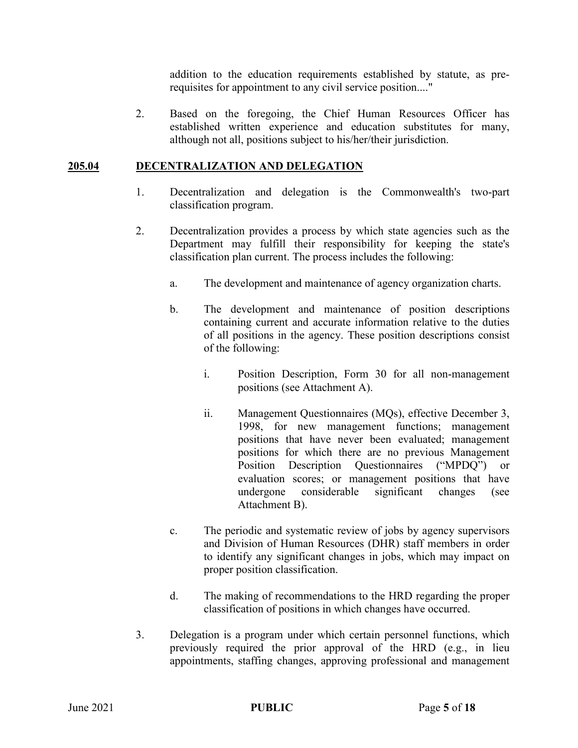addition to the education requirements established by statute, as pre-requisites for appointment to any civil service position...."

2. Based on the foregoing, the Chief Human Resources Officer has established written experience and education substitutes for many, although not all, positions subject to his/her/their jurisdiction.

## 205.04 DECENTRALIZATION AND DELEGATION

1. Decentralization and delegation is the Commonwealth's two-part classification program.

2. Decentralization provides a process by which state agencies such as the Department may fulfill their responsibility for keeping the state's classification plan current. The process includes the following:

   a. The development and maintenance of agency organization charts.

   b. The development and maintenance of position descriptions containing current and accurate information relative to the duties of all positions in the agency. These position descriptions consist of the following:

      i. Position Description, Form 30 for all non-management positions (see Attachment A).

      ii. Management Questionnaires (MQs), effective December 3, 1998, for new management functions; management positions that have never been evaluated; management positions for which there are no previous Management Position Description Questionnaires ("MPDQ") or evaluation scores; or management positions that have undergone considerable significant changes (see Attachment B).

   c. The periodic and systematic review of jobs by agency supervisors and Division of Human Resources (DHR) staff members in order to identify any significant changes in jobs, which may impact on proper position classification.

   d. The making of recommendations to the HRD regarding the proper classification of positions in which changes have occurred.

3. Delegation is a program under which certain personnel functions, which previously required the prior approval of the HRD (e.g., in lieu appointments, staffing changes, approving professional and management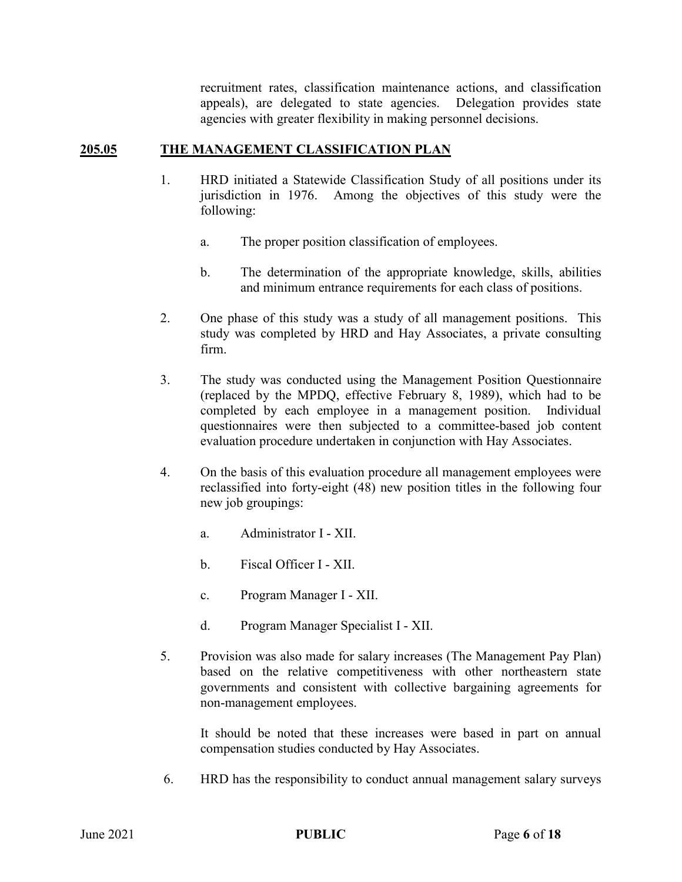recruitment rates, classification maintenance actions, and classification appeals), are delegated to state agencies. Delegation provides state agencies with greater flexibility in making personnel decisions.

## 205.05 THE MANAGEMENT CLASSIFICATION PLAN

1. HRD initiated a Statewide Classification Study of all positions under its jurisdiction in 1976. Among the objectives of this study were the following:

   a. The proper position classification of employees.

   b. The determination of the appropriate knowledge, skills, abilities and minimum entrance requirements for each class of positions.

2. One phase of this study was a study of all management positions. This study was completed by HRD and Hay Associates, a private consulting firm.

3. The study was conducted using the Management Position Questionnaire (replaced by the MPDQ, effective February 8, 1989), which had to be completed by each employee in a management position. Individual questionnaires were then subjected to a committee-based job content evaluation procedure undertaken in conjunction with Hay Associates.

4. On the basis of this evaluation procedure all management employees were reclassified into forty-eight (48) new position titles in the following four new job groupings:

   a. Administrator I - XII.

   b. Fiscal Officer I - XII.

   c. Program Manager I - XII.

   d. Program Manager Specialist I - XII.

5. Provision was also made for salary increases (The Management Pay Plan) based on the relative competitiveness with other northeastern state governments and consistent with collective bargaining agreements for non-management employees.

   It should be noted that these increases were based in part on annual compensation studies conducted by Hay Associates.

6. HRD has the responsibility to conduct annual management salary surveys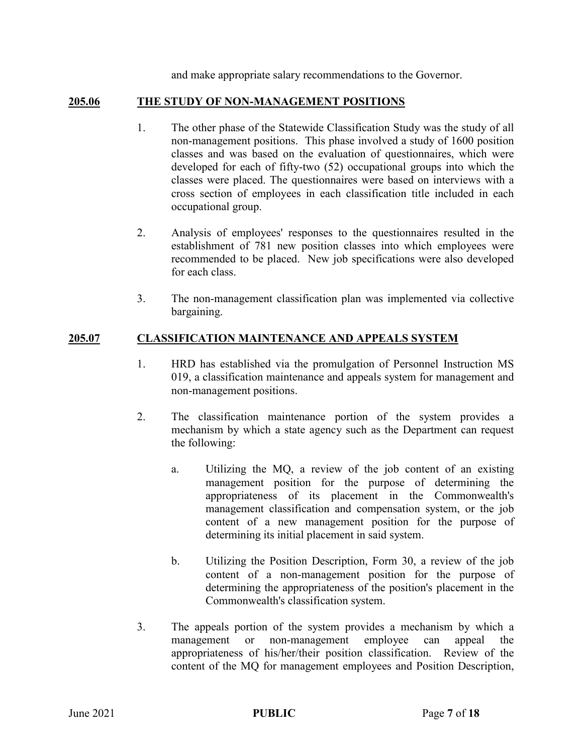and make appropriate salary recommendations to the Governor.

## 205.06 THE STUDY OF NON-MANAGEMENT POSITIONS

1. The other phase of the Statewide Classification Study was the study of all non-management positions. This phase involved a study of 1600 position classes and was based on the evaluation of questionnaires, which were developed for each of fifty-two (52) occupational groups into which the classes were placed. The questionnaires were based on interviews with a cross section of employees in each classification title included in each occupational group.

2. Analysis of employees' responses to the questionnaires resulted in the establishment of 781 new position classes into which employees were recommended to be placed. New job specifications were also developed for each class.

3. The non-management classification plan was implemented via collective bargaining.

## 205.07 CLASSIFICATION MAINTENANCE AND APPEALS SYSTEM

1. HRD has established via the promulgation of Personnel Instruction MS 019, a classification maintenance and appeals system for management and non-management positions.

2. The classification maintenance portion of the system provides a mechanism by which a state agency such as the Department can request the following:

   a. Utilizing the MQ, a review of the job content of an existing management position for the purpose of determining the appropriateness of its placement in the Commonwealth's management classification and compensation system, or the job content of a new management position for the purpose of determining its initial placement in said system.

   b. Utilizing the Position Description, Form 30, a review of the job content of a non-management position for the purpose of determining the appropriateness of the position's placement in the Commonwealth's classification system.

3. The appeals portion of the system provides a mechanism by which a management or non-management employee can appeal the appropriateness of his/her/their position classification. Review of the content of the MQ for management employees and Position Description,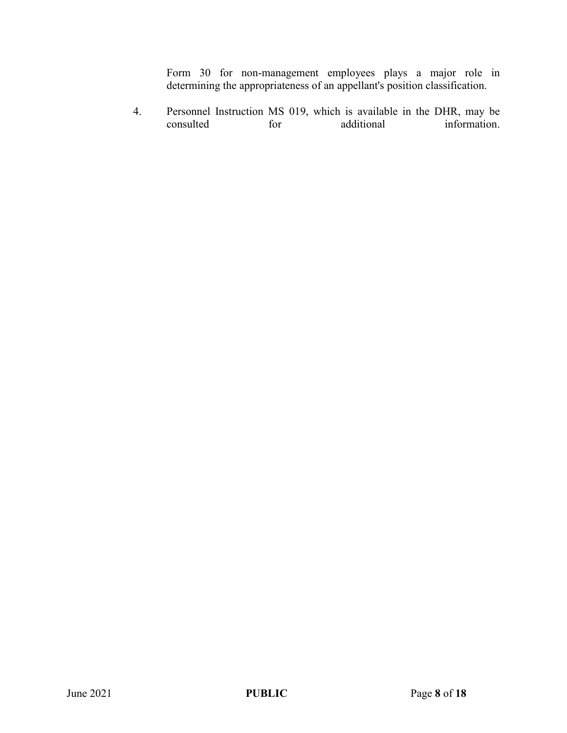Form 30 for non-management employees plays a major role in determining the appropriateness of an appellant's position classification.

4. Personnel Instruction MS 019, which is available in the DHR, may be consulted for additional information.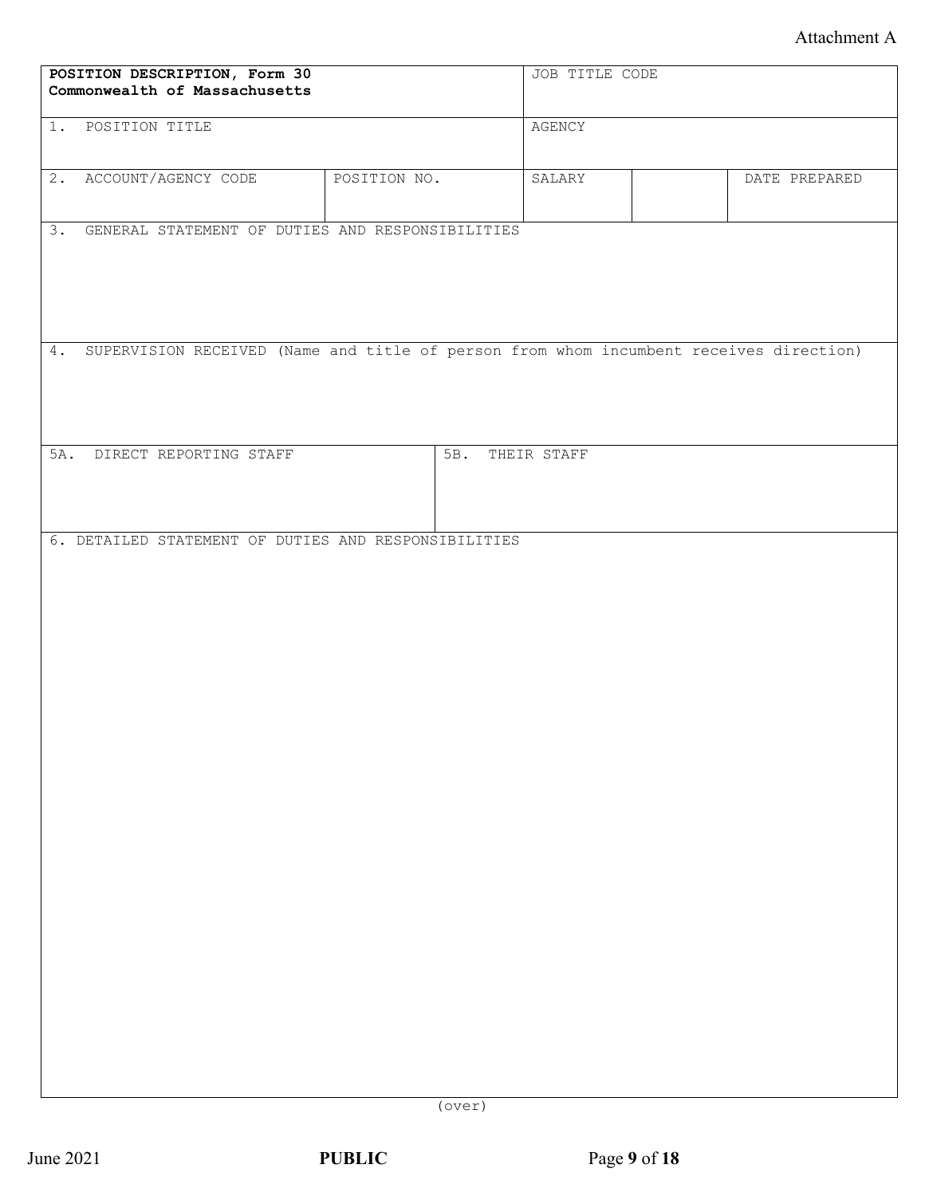Attachment A

| **POSITION DESCRIPTION, Form 30**<br>**Commonwealth of Massachusetts** | | JOB TITLE CODE | | |
|---|---|---|---|---|
| 1. POSITION TITLE | | AGENCY | | |
| 2. ACCOUNT/AGENCY CODE | POSITION NO. | SALARY | | DATE PREPARED |
| 3. GENERAL STATEMENT OF DUTIES AND RESPONSIBILITIES | | | | |
| 4. SUPERVISION RECEIVED (Name and title of person from whom incumbent receives direction) | | | | |
| 5A. DIRECT REPORTING STAFF | | 5B. THEIR STAFF | | |
| 6. DETAILED STATEMENT OF DUTIES AND RESPONSIBILITIES | | | | |

(over)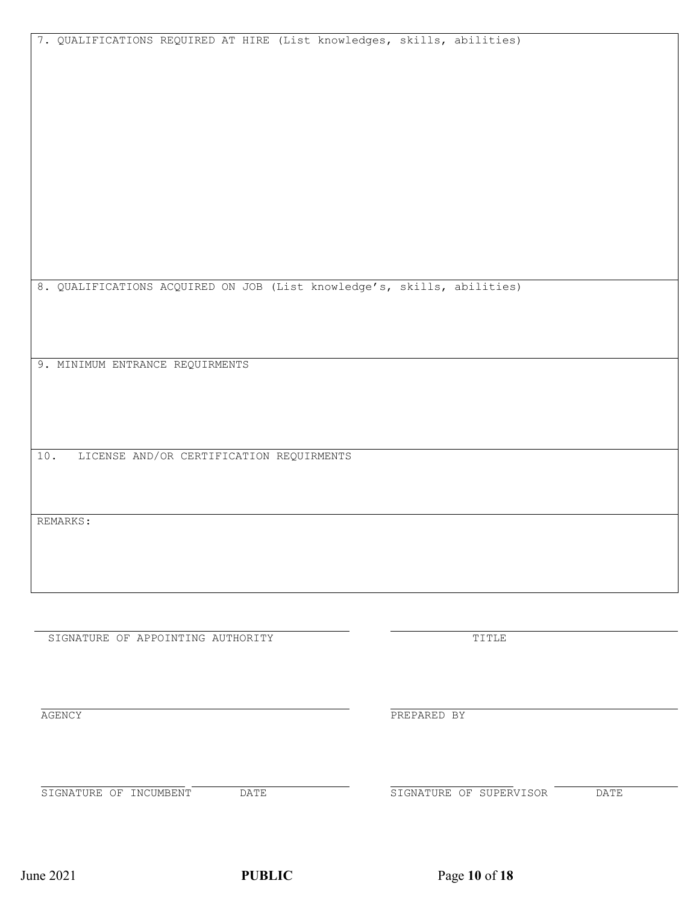7. QUALIFICATIONS REQUIRED AT HIRE (List knowledges, skills, abilities)

8. QUALIFICATIONS ACQUIRED ON JOB (List knowledge's, skills, abilities)

9. MINIMUM ENTRANCE REQUIRMENTS

10. LICENSE AND/OR CERTIFICATION REQUIRMENTS

REMARKS:

SIGNATURE OF APPOINTING AUTHORITY

TITLE

AGENCY

PREPARED BY

SIGNATURE OF INCUMBENT

DATE

SIGNATURE OF SUPERVISOR

DATE

June 2021

**PUBLIC**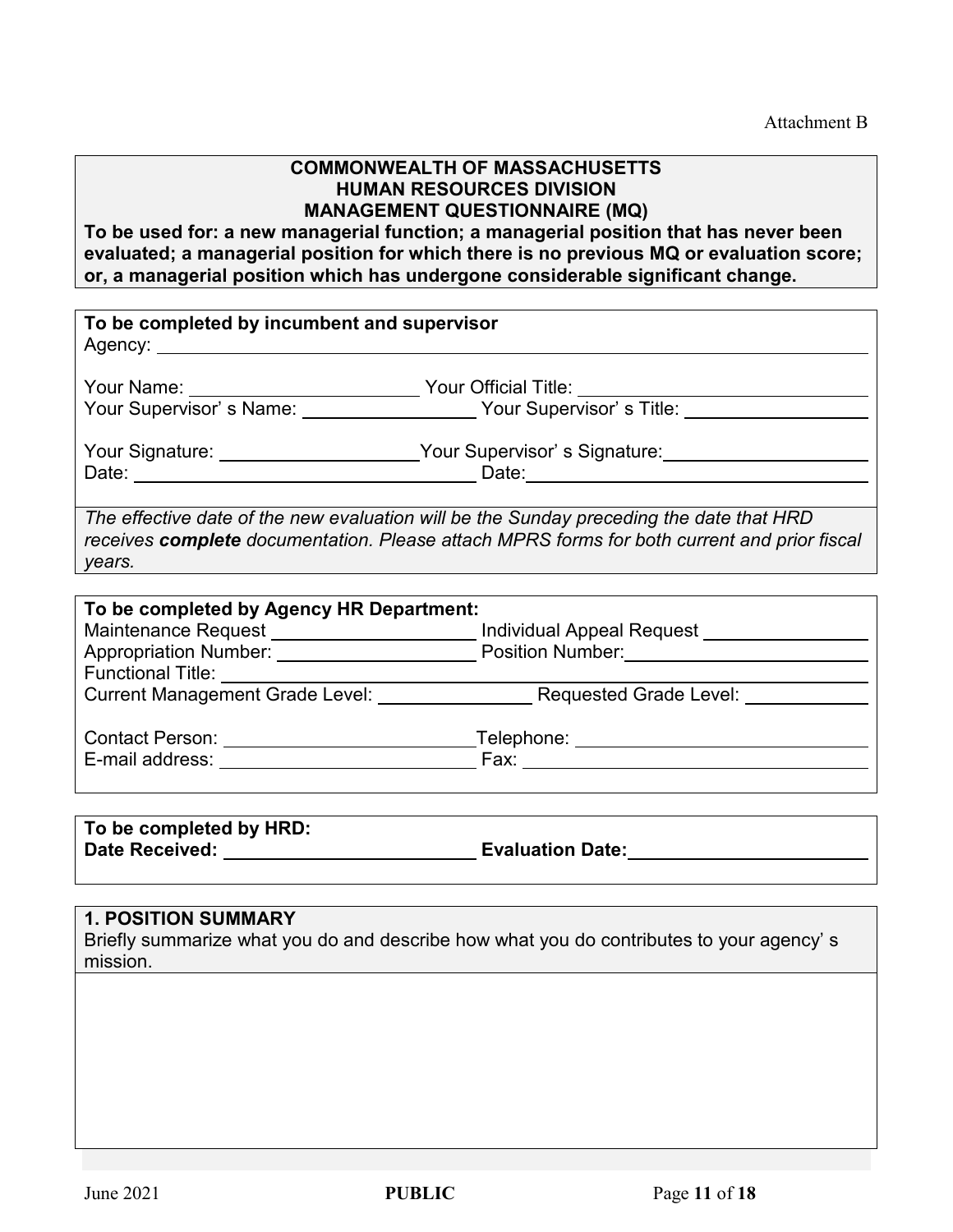Attachment B

**COMMONWEALTH OF MASSACHUSETTS**
**HUMAN RESOURCES DIVISION**
**MANAGEMENT QUESTIONNAIRE (MQ)**

**To be used for: a new managerial function; a managerial position that has never been evaluated; a managerial position for which there is no previous MQ or evaluation score; or, a managerial position which has undergone considerable significant change.**

**To be completed by incumbent and supervisor**

Agency: ______________________________

Your Name: ____________________ Your Official Title: ____________________

Your Supervisor' s Name: ____________________ Your Supervisor' s Title: ____________________

Your Signature: ____________________ Your Supervisor' s Signature: ____________________

Date: ____________________ Date: ____________________

*The effective date of the new evaluation will be the Sunday preceding the date that HRD receives **complete** documentation. Please attach MPRS forms for both current and prior fiscal years.*

**To be completed by Agency HR Department:**

Maintenance Request ____________________ Individual Appeal Request ____________________

Appropriation Number: ____________________ Position Number: ____________________

Functional Title: ______________________________

Current Management Grade Level: ____________________ Requested Grade Level: ____________________

Contact Person: ____________________ Telephone: ____________________

E-mail address: ____________________ Fax: ____________________

**To be completed by HRD:**

**Date Received:** ____________________ **Evaluation Date:** ____________________

**1. POSITION SUMMARY**

Briefly summarize what you do and describe how what you do contributes to your agency' s mission.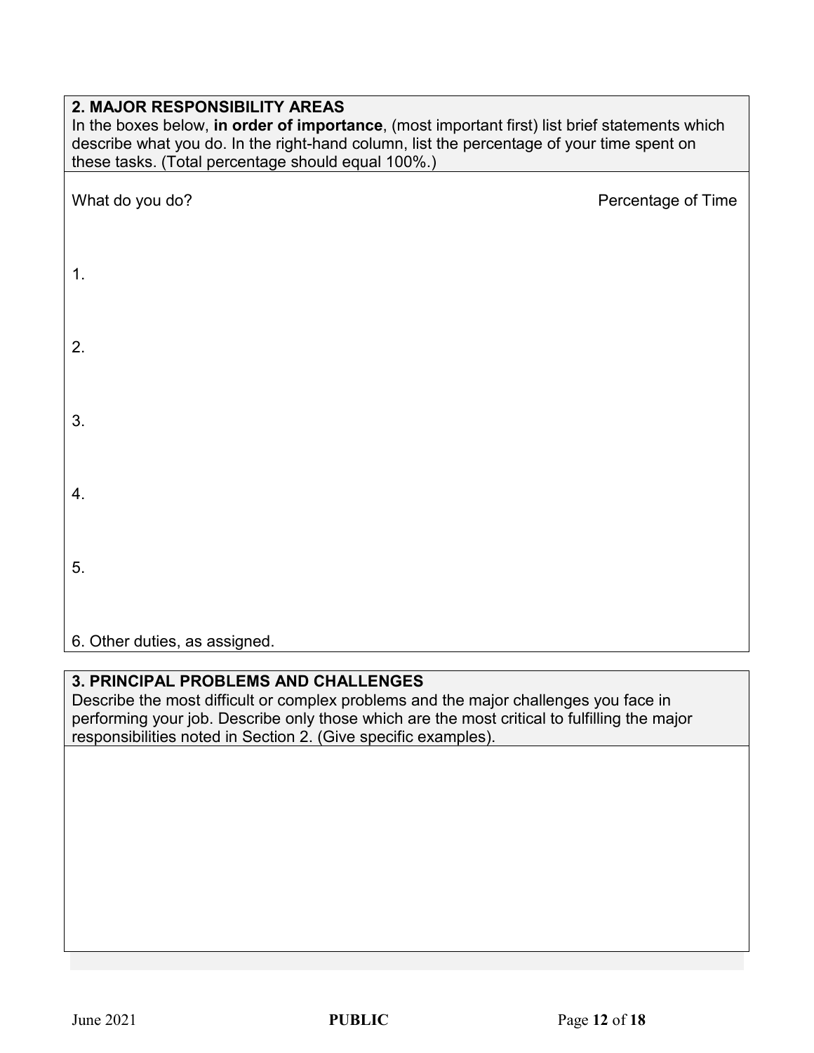## 2. MAJOR RESPONSIBILITY AREAS

In the boxes below, **in order of importance**, (most important first) list brief statements which describe what you do. In the right-hand column, list the percentage of your time spent on these tasks. (Total percentage should equal 100%.)

| What do you do? | Percentage of Time |
|---|---|
| 1. | |
| 2. | |
| 3. | |
| 4. | |
| 5. | |
| 6. Other duties, as assigned. | |

## 3. PRINCIPAL PROBLEMS AND CHALLENGES

Describe the most difficult or complex problems and the major challenges you face in performing your job. Describe only those which are the most critical to fulfilling the major responsibilities noted in Section 2. (Give specific examples).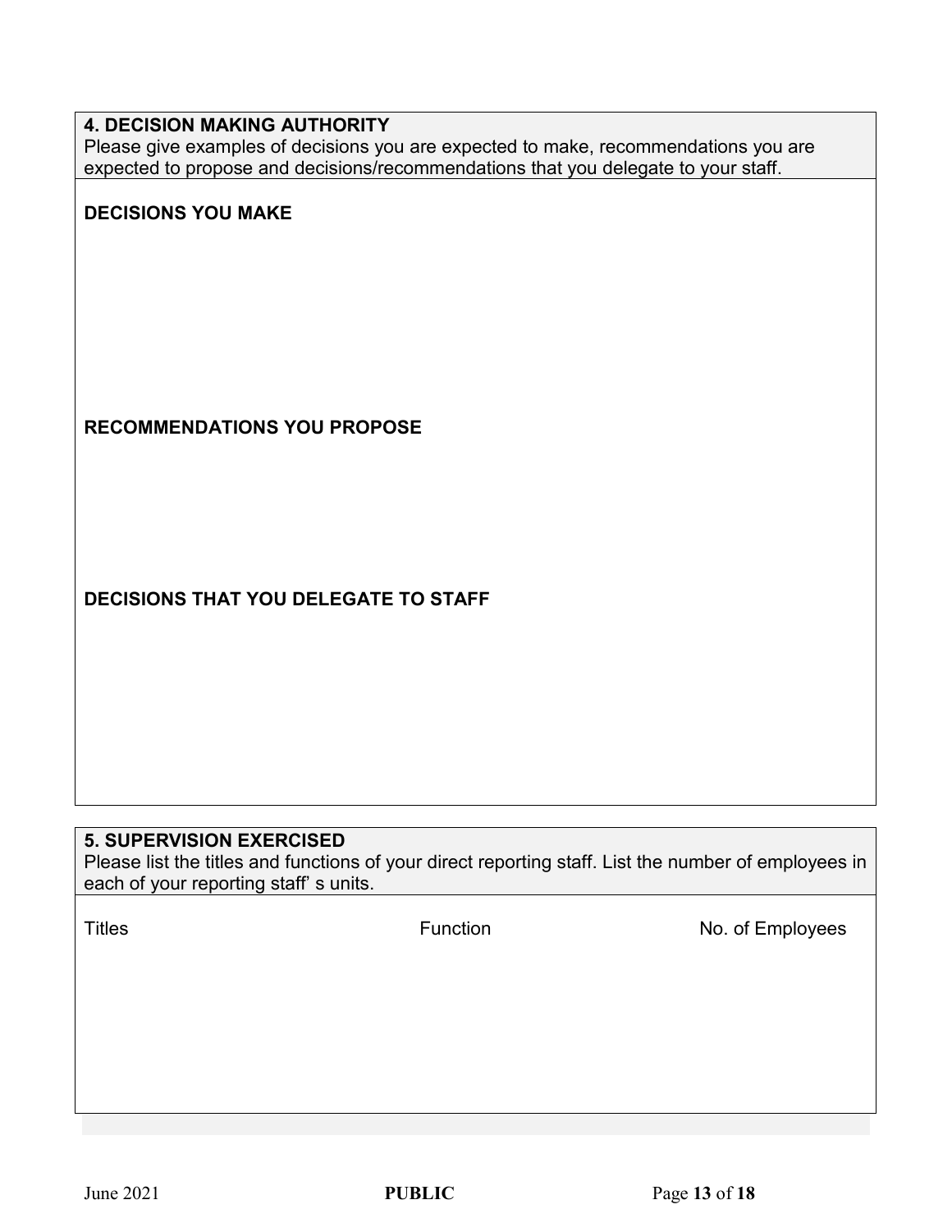## 4. DECISION MAKING AUTHORITY

Please give examples of decisions you are expected to make, recommendations you are expected to propose and decisions/recommendations that you delegate to your staff.

**DECISIONS YOU MAKE**

**RECOMMENDATIONS YOU PROPOSE**

**DECISIONS THAT YOU DELEGATE TO STAFF**

## 5. SUPERVISION EXERCISED

Please list the titles and functions of your direct reporting staff. List the number of employees in each of your reporting staff' s units.

| Titles | Function | No. of Employees |
|---|---|---|
| | | |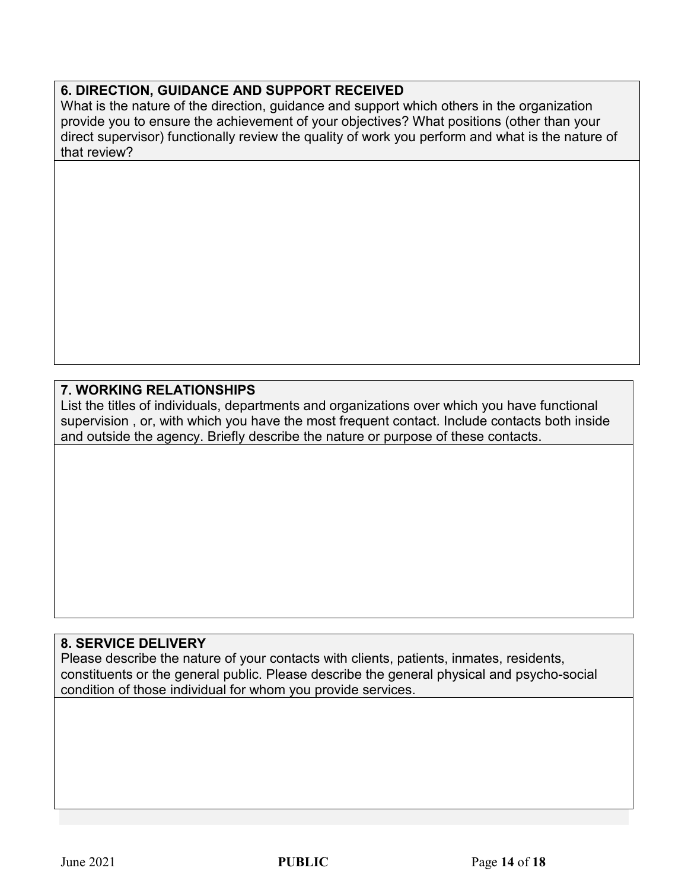## 6. DIRECTION, GUIDANCE AND SUPPORT RECEIVED

What is the nature of the direction, guidance and support which others in the organization provide you to ensure the achievement of your objectives? What positions (other than your direct supervisor) functionally review the quality of work you perform and what is the nature of that review?

## 7. WORKING RELATIONSHIPS

List the titles of individuals, departments and organizations over which you have functional supervision , or, with which you have the most frequent contact. Include contacts both inside and outside the agency. Briefly describe the nature or purpose of these contacts.

## 8. SERVICE DELIVERY

Please describe the nature of your contacts with clients, patients, inmates, residents, constituents or the general public. Please describe the general physical and psycho-social condition of those individual for whom you provide services.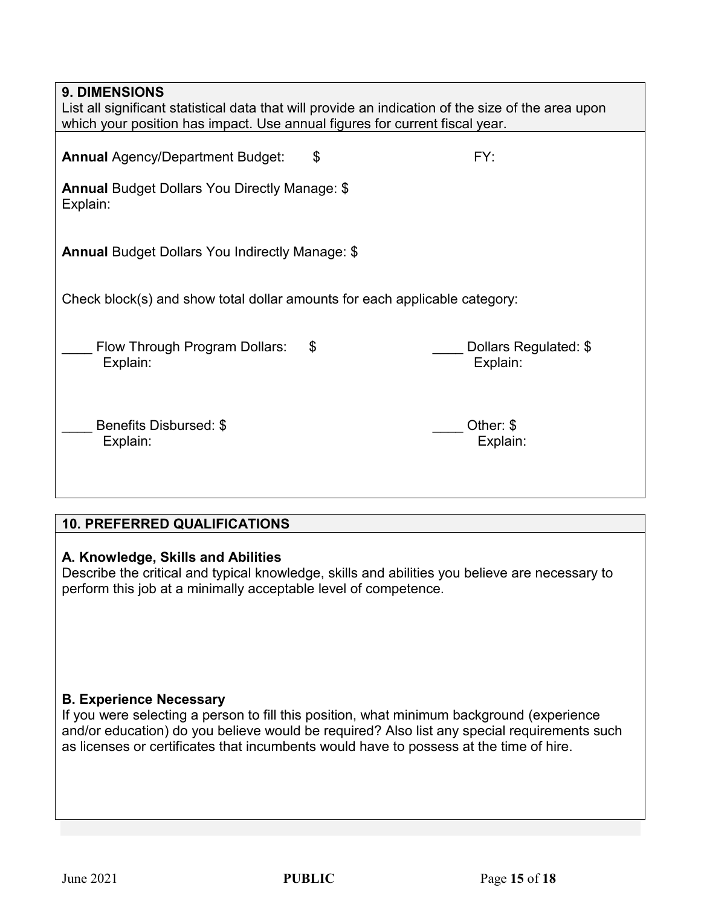**9. DIMENSIONS**

List all significant statistical data that will provide an indication of the size of the area upon which your position has impact. Use annual figures for current fiscal year.

**Annual** Agency/Department Budget: $ FY:

**Annual** Budget Dollars You Directly Manage: $
Explain:

**Annual** Budget Dollars You Indirectly Manage: $

Check block(s) and show total dollar amounts for each applicable category:

____ Flow Through Program Dollars: $
Explain:

____ Dollars Regulated: $
Explain:

____ Benefits Disbursed: $
Explain:

____ Other: $
Explain:

**10. PREFERRED QUALIFICATIONS**

**A. Knowledge, Skills and Abilities**

Describe the critical and typical knowledge, skills and abilities you believe are necessary to perform this job at a minimally acceptable level of competence.

**B. Experience Necessary**

If you were selecting a person to fill this position, what minimum background (experience and/or education) do you believe would be required? Also list any special requirements such as licenses or certificates that incumbents would have to possess at the time of hire.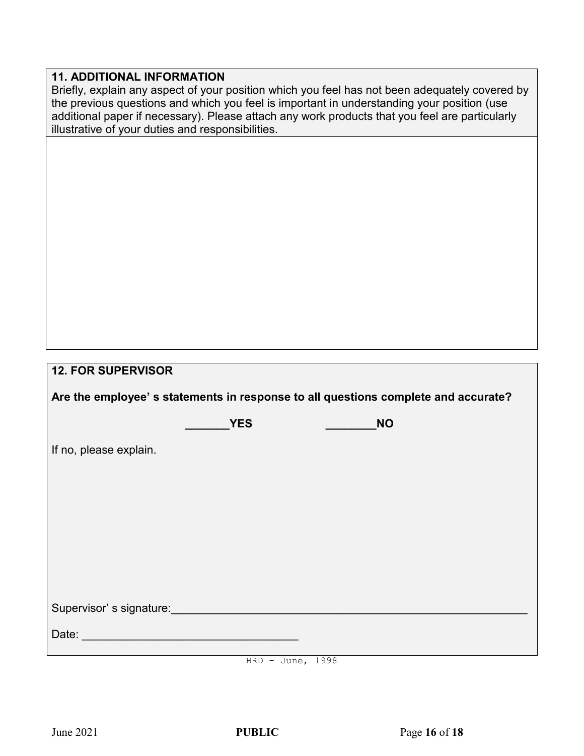## 11. ADDITIONAL INFORMATION

Briefly, explain any aspect of your position which you feel has not been adequately covered by the previous questions and which you feel is important in understanding your position (use additional paper if necessary). Please attach any work products that you feel are particularly illustrative of your duties and responsibilities.

## 12. FOR SUPERVISOR

**Are the employee' s statements in response to all questions complete and accurate?**

**_______YES** **________NO**

If no, please explain.

Supervisor' s signature:_________________________________________________________

Date: __________________________________

HRD - June, 1998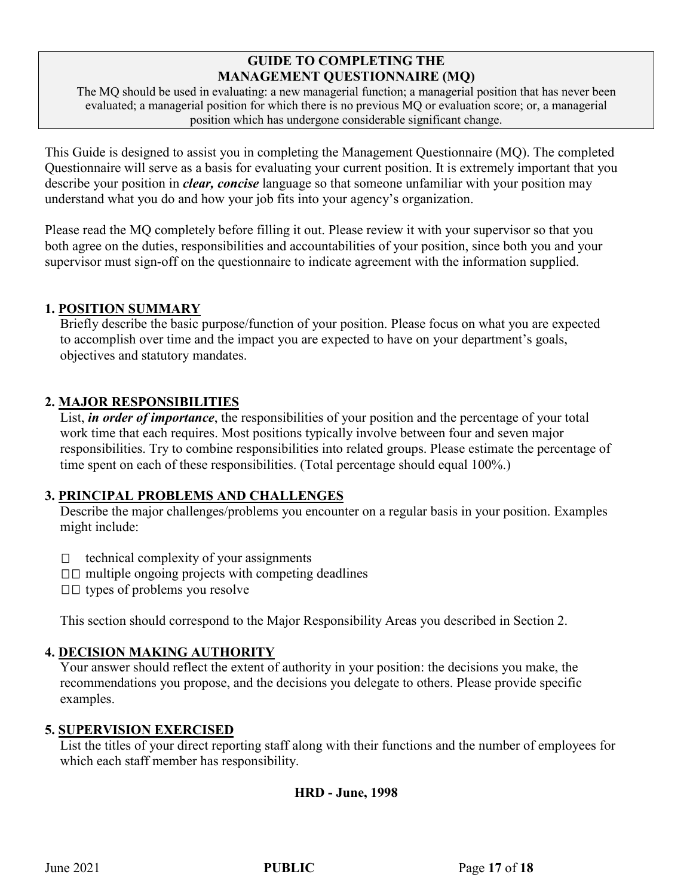**GUIDE TO COMPLETING THE MANAGEMENT QUESTIONNAIRE (MQ)**

The MQ should be used in evaluating: a new managerial function; a managerial position that has never been evaluated; a managerial position for which there is no previous MQ or evaluation score; or, a managerial position which has undergone considerable significant change.

This Guide is designed to assist you in completing the Management Questionnaire (MQ). The completed Questionnaire will serve as a basis for evaluating your current position. It is extremely important that you describe your position in ***clear, concise*** language so that someone unfamiliar with your position may understand what you do and how your job fits into your agency's organization.

Please read the MQ completely before filling it out. Please review it with your supervisor so that you both agree on the duties, responsibilities and accountabilities of your position, since both you and your supervisor must sign-off on the questionnaire to indicate agreement with the information supplied.

**1. POSITION SUMMARY**

Briefly describe the basic purpose/function of your position. Please focus on what you are expected to accomplish over time and the impact you are expected to have on your department's goals, objectives and statutory mandates.

**2. MAJOR RESPONSIBILITIES**

List, ***in order of importance***, the responsibilities of your position and the percentage of your total work time that each requires. Most positions typically involve between four and seven major responsibilities. Try to combine responsibilities into related groups. Please estimate the percentage of time spent on each of these responsibilities. (Total percentage should equal 100%.)

**3. PRINCIPAL PROBLEMS AND CHALLENGES**

Describe the major challenges/problems you encounter on a regular basis in your position. Examples might include:

- technical complexity of your assignments
- multiple ongoing projects with competing deadlines
- types of problems you resolve

This section should correspond to the Major Responsibility Areas you described in Section 2.

**4. DECISION MAKING AUTHORITY**

Your answer should reflect the extent of authority in your position: the decisions you make, the recommendations you propose, and the decisions you delegate to others. Please provide specific examples.

**5. SUPERVISION EXERCISED**

List the titles of your direct reporting staff along with their functions and the number of employees for which each staff member has responsibility.

**HRD - June, 1998**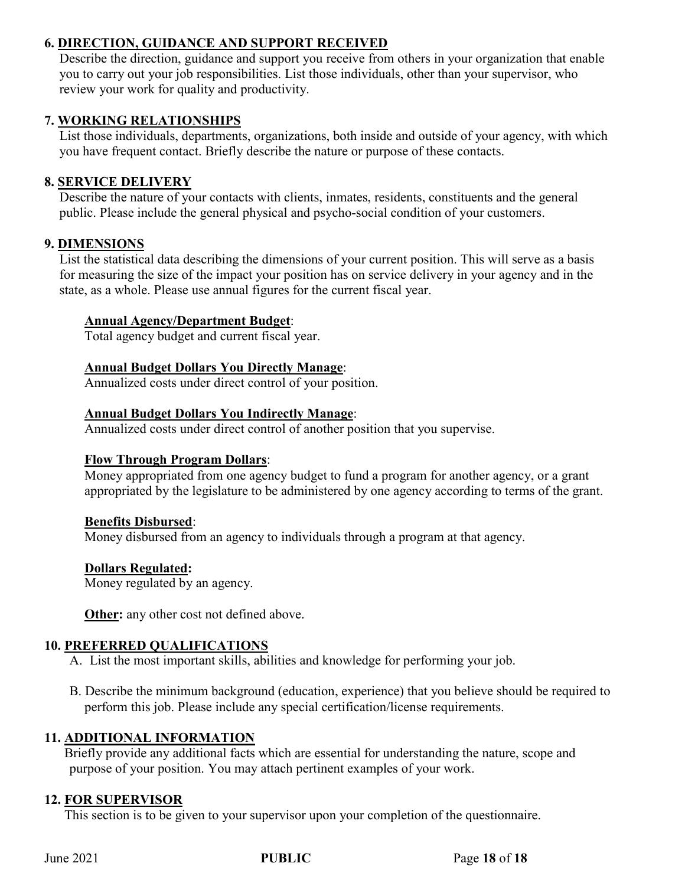### 6. DIRECTION, GUIDANCE AND SUPPORT RECEIVED

Describe the direction, guidance and support you receive from others in your organization that enable you to carry out your job responsibilities. List those individuals, other than your supervisor, who review your work for quality and productivity.

### 7. WORKING RELATIONSHIPS

List those individuals, departments, organizations, both inside and outside of your agency, with which you have frequent contact. Briefly describe the nature or purpose of these contacts.

### 8. SERVICE DELIVERY

Describe the nature of your contacts with clients, inmates, residents, constituents and the general public. Please include the general physical and psycho-social condition of your customers.

### 9. DIMENSIONS

List the statistical data describing the dimensions of your current position. This will serve as a basis for measuring the size of the impact your position has on service delivery in your agency and in the state, as a whole. Please use annual figures for the current fiscal year.

**Annual Agency/Department Budget**:
Total agency budget and current fiscal year.

**Annual Budget Dollars You Directly Manage**:
Annualized costs under direct control of your position.

**Annual Budget Dollars You Indirectly Manage**:
Annualized costs under direct control of another position that you supervise.

**Flow Through Program Dollars**:
Money appropriated from one agency budget to fund a program for another agency, or a grant appropriated by the legislature to be administered by one agency according to terms of the grant.

**Benefits Disbursed**:
Money disbursed from an agency to individuals through a program at that agency.

**Dollars Regulated:**
Money regulated by an agency.

**Other:** any other cost not defined above.

### 10. PREFERRED QUALIFICATIONS

A. List the most important skills, abilities and knowledge for performing your job.

B. Describe the minimum background (education, experience) that you believe should be required to perform this job. Please include any special certification/license requirements.

### 11. ADDITIONAL INFORMATION

Briefly provide any additional facts which are essential for understanding the nature, scope and purpose of your position. You may attach pertinent examples of your work.

### 12. FOR SUPERVISOR

This section is to be given to your supervisor upon your completion of the questionnaire.